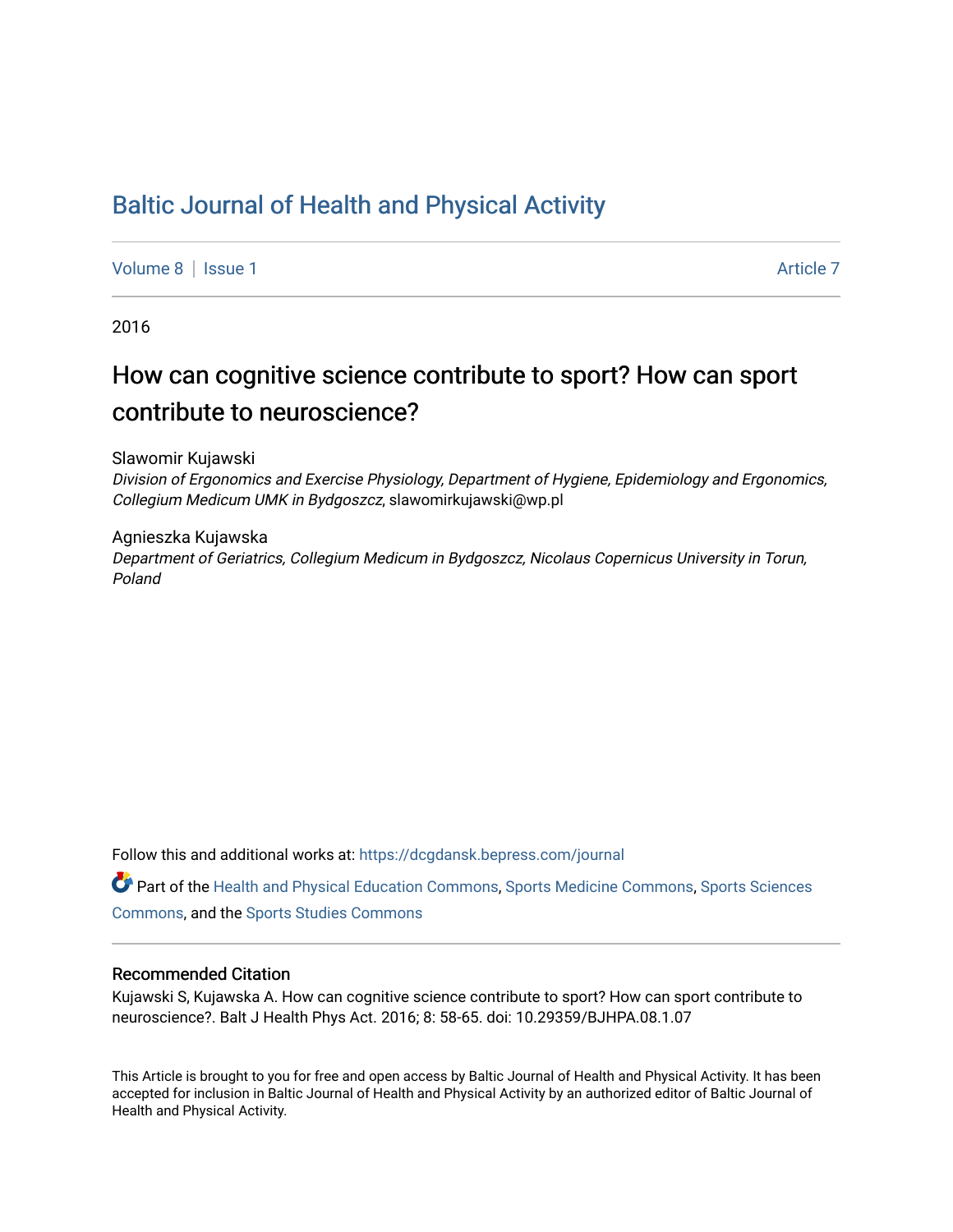# Baltic Journal of Health and Physical Activity

Volume 8 | Issue 1 | Article 7

2016

## How can cognitive science contribute to sport? How can sport contribute to neuroscience?

Slawomir Kujawski
*Division of Ergonomics and Exercise Physiology, Department of Hygiene, Epidemiology and Ergonomics, Collegium Medicum UMK in Bydgoszcz*, slawomirkujawski@wp.pl

Agnieszka Kujawska
*Department of Geriatrics, Collegium Medicum in Bydgoszcz, Nicolaus Copernicus University in Torun, Poland*

Follow this and additional works at: https://dcgdansk.bepress.com/journal

Part of the Health and Physical Education Commons, Sports Medicine Commons, Sports Sciences Commons, and the Sports Studies Commons

### Recommended Citation

Kujawski S, Kujawska A. How can cognitive science contribute to sport? How can sport contribute to neuroscience?. Balt J Health Phys Act. 2016; 8: 58-65. doi: 10.29359/BJHPA.08.1.07

This Article is brought to you for free and open access by Baltic Journal of Health and Physical Activity. It has been accepted for inclusion in Baltic Journal of Health and Physical Activity by an authorized editor of Baltic Journal of Health and Physical Activity.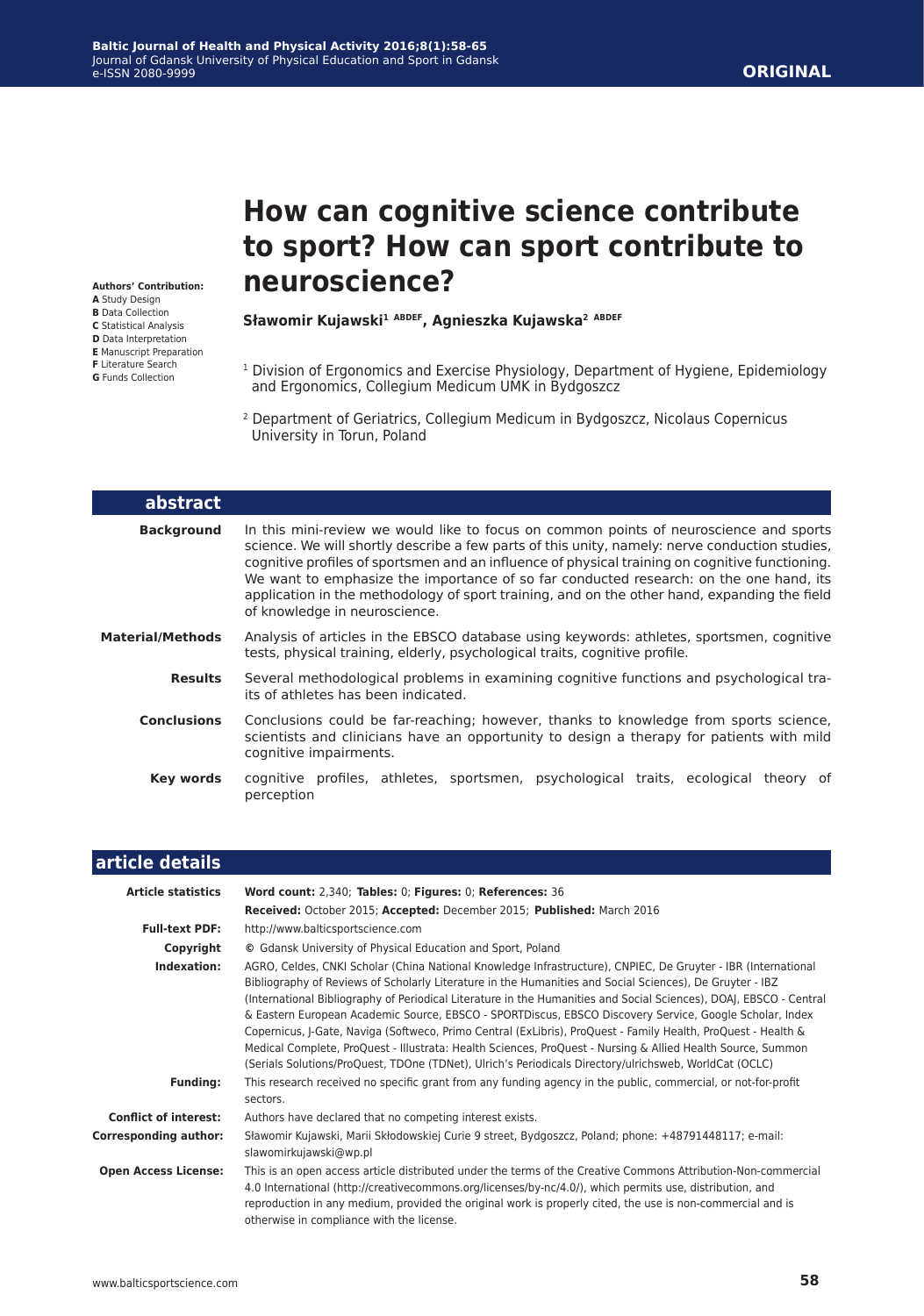**ORIGINAL**

# How can cognitive science contribute to sport? How can sport contribute to neuroscience?

**Authors' Contribution:**
**A** Study Design
**B** Data Collection
**C** Statistical Analysis
**D** Data Interpretation
**E** Manuscript Preparation
**F** Literature Search
**G** Funds Collection

**Sławomir Kujawski[1] ABDEF, Agnieszka Kujawska[2] ABDEF**

[1] Division of Ergonomics and Exercise Physiology, Department of Hygiene, Epidemiology and Ergonomics, Collegium Medicum UMK in Bydgoszcz

[2] Department of Geriatrics, Collegium Medicum in Bydgoszcz, Nicolaus Copernicus University in Torun, Poland

## abstract

**Background** In this mini-review we would like to focus on common points of neuroscience and sports science. We will shortly describe a few parts of this unity, namely: nerve conduction studies, cognitive profiles of sportsmen and an influence of physical training on cognitive functioning. We want to emphasize the importance of so far conducted research: on the one hand, its application in the methodology of sport training, and on the other hand, expanding the field of knowledge in neuroscience.

**Material/Methods** Analysis of articles in the EBSCO database using keywords: athletes, sportsmen, cognitive tests, physical training, elderly, psychological traits, cognitive profile.

**Results** Several methodological problems in examining cognitive functions and psychological traits of athletes has been indicated.

**Conclusions** Conclusions could be far-reaching; however, thanks to knowledge from sports science, scientists and clinicians have an opportunity to design a therapy for patients with mild cognitive impairments.

**Key words** cognitive profiles, athletes, sportsmen, psychological traits, ecological theory of perception

## article details

**Article statistics** **Word count:** 2,340; **Tables:** 0; **Figures:** 0; **References:** 36
**Received:** October 2015; **Accepted:** December 2015; **Published:** March 2016

**Full-text PDF:** http://www.balticsportscience.com

**Copyright** © Gdansk University of Physical Education and Sport, Poland

**Indexation:** AGRO, Celdes, CNKI Scholar (China National Knowledge Infrastructure), CNPIEC, De Gruyter - IBR (International Bibliography of Reviews of Scholarly Literature in the Humanities and Social Sciences), De Gruyter - IBZ (International Bibliography of Periodical Literature in the Humanities and Social Sciences), DOAJ, EBSCO - Central & Eastern European Academic Source, EBSCO - SPORTDiscus, EBSCO Discovery Service, Google Scholar, Index Copernicus, J-Gate, Naviga (Softweco, Primo Central (ExLibris), ProQuest - Family Health, ProQuest - Health & Medical Complete, ProQuest - Illustrata: Health Sciences, ProQuest - Nursing & Allied Health Source, Summon (Serials Solutions/ProQuest, TDOne (TDNet), Ulrich's Periodicals Directory/ulrichsweb, WorldCat (OCLC)

**Funding:** This research received no specific grant from any funding agency in the public, commercial, or not-for-profit sectors.

**Conflict of interest:** Authors have declared that no competing interest exists.

**Corresponding author:** Sławomir Kujawski, Marii Skłodowskiej Curie 9 street, Bydgoszcz, Poland; phone: +48791448117; e-mail: slawomirkujawski@wp.pl

**Open Access License:** This is an open access article distributed under the terms of the Creative Commons Attribution-Non-commercial 4.0 International (http://creativecommons.org/licenses/by-nc/4.0/), which permits use, distribution, and reproduction in any medium, provided the original work is properly cited, the use is non-commercial and is otherwise in compliance with the license.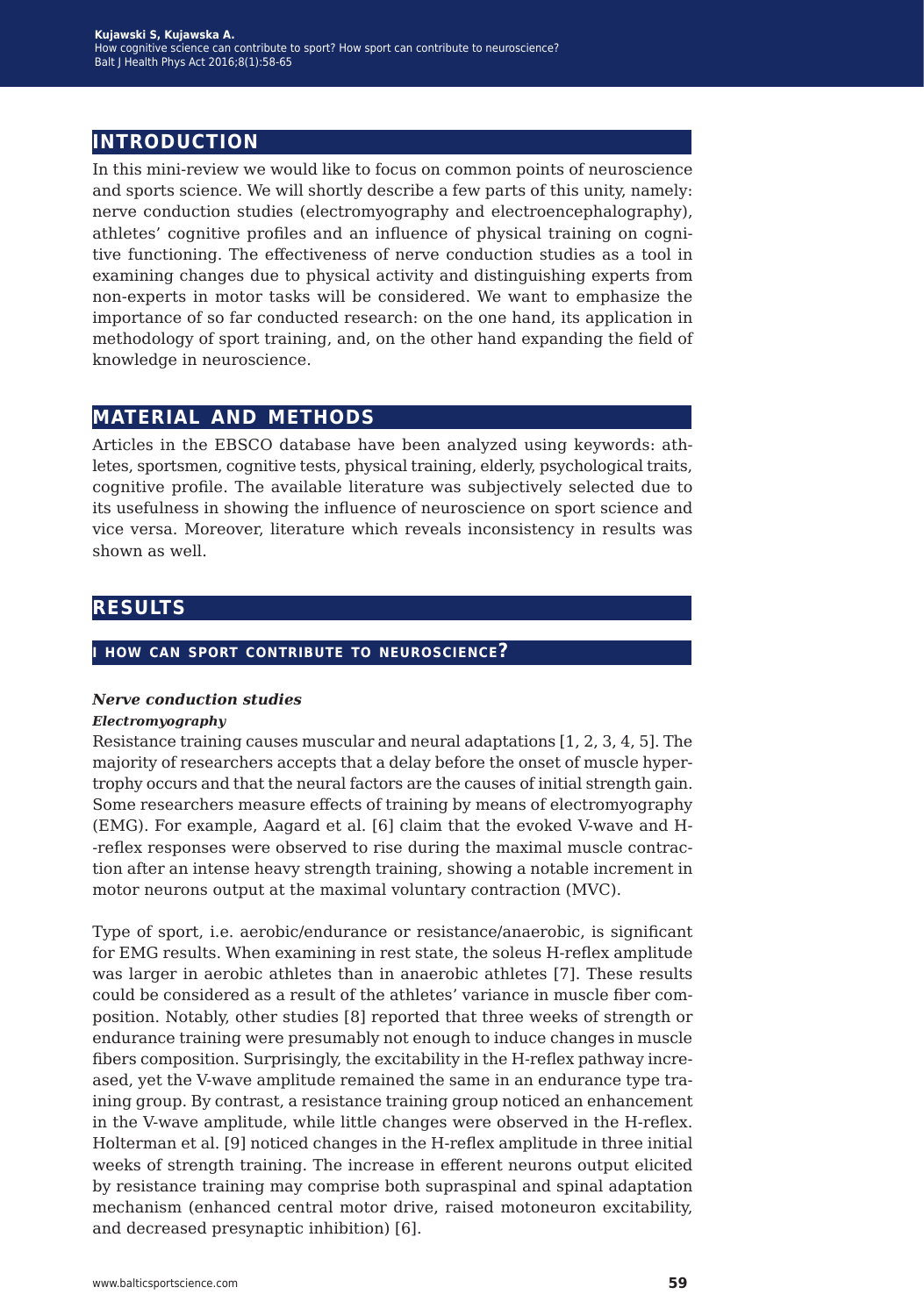## INTRODUCTION

In this mini-review we would like to focus on common points of neuroscience and sports science. We will shortly describe a few parts of this unity, namely: nerve conduction studies (electromyography and electroencephalography), athletes' cognitive profiles and an influence of physical training on cognitive functioning. The effectiveness of nerve conduction studies as a tool in examining changes due to physical activity and distinguishing experts from non-experts in motor tasks will be considered. We want to emphasize the importance of so far conducted research: on the one hand, its application in methodology of sport training, and, on the other hand expanding the field of knowledge in neuroscience.

## MATERIAL AND METHODS

Articles in the EBSCO database have been analyzed using keywords: athletes, sportsmen, cognitive tests, physical training, elderly, psychological traits, cognitive profile. The available literature was subjectively selected due to its usefulness in showing the influence of neuroscience on sport science and vice versa. Moreover, literature which reveals inconsistency in results was shown as well.

## RESULTS

### I HOW CAN SPORT CONTRIBUTE TO NEUROSCIENCE?

***Nerve conduction studies***

***Electromyography***

Resistance training causes muscular and neural adaptations [1, 2, 3, 4, 5]. The majority of researchers accepts that a delay before the onset of muscle hypertrophy occurs and that the neural factors are the causes of initial strength gain. Some researchers measure effects of training by means of electromyography (EMG). For example, Aagard et al. [6] claim that the evoked V-wave and H-reflex responses were observed to rise during the maximal muscle contraction after an intense heavy strength training, showing a notable increment in motor neurons output at the maximal voluntary contraction (MVC).

Type of sport, i.e. aerobic/endurance or resistance/anaerobic, is significant for EMG results. When examining in rest state, the soleus H-reflex amplitude was larger in aerobic athletes than in anaerobic athletes [7]. These results could be considered as a result of the athletes' variance in muscle fiber composition. Notably, other studies [8] reported that three weeks of strength or endurance training were presumably not enough to induce changes in muscle fibers composition. Surprisingly, the excitability in the H-reflex pathway increased, yet the V-wave amplitude remained the same in an endurance type training group. By contrast, a resistance training group noticed an enhancement in the V-wave amplitude, while little changes were observed in the H-reflex. Holterman et al. [9] noticed changes in the H-reflex amplitude in three initial weeks of strength training. The increase in efferent neurons output elicited by resistance training may comprise both supraspinal and spinal adaptation mechanism (enhanced central motor drive, raised motoneuron excitability, and decreased presynaptic inhibition) [6].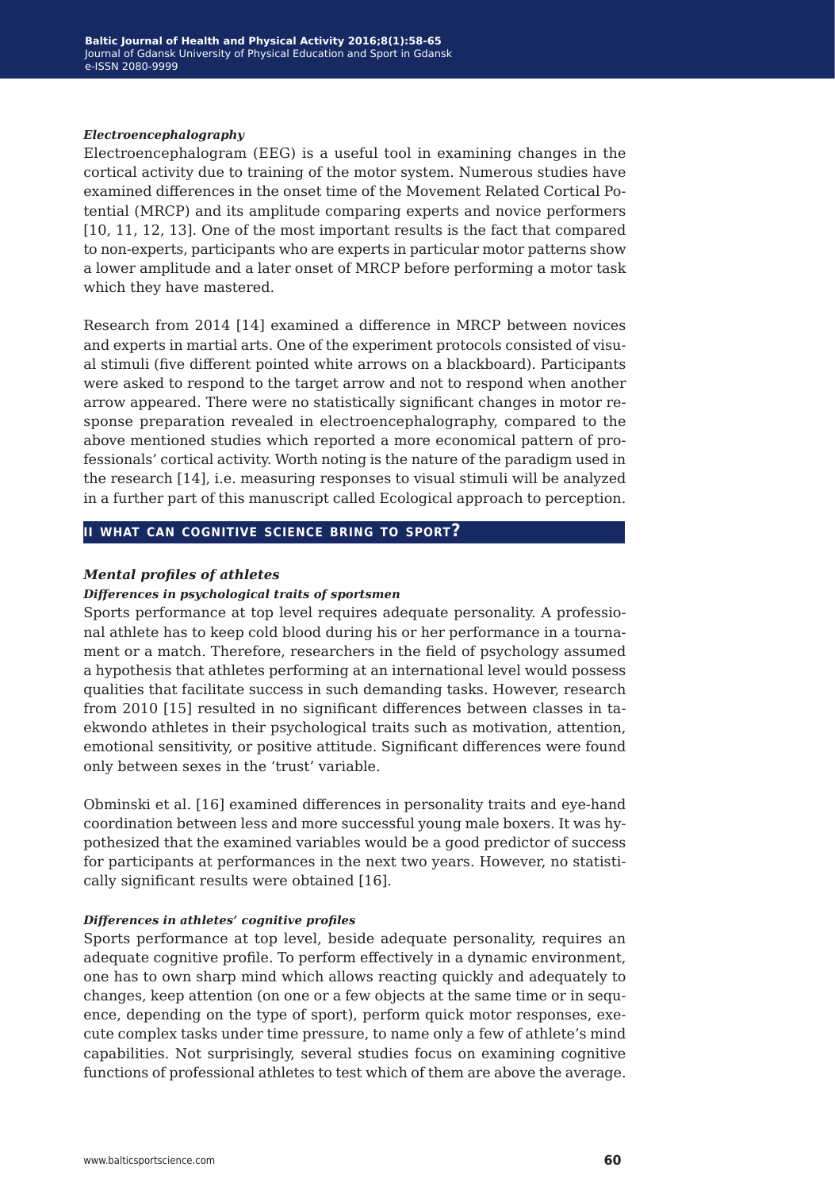#### *Electroencephalography*

Electroencephalogram (EEG) is a useful tool in examining changes in the cortical activity due to training of the motor system. Numerous studies have examined differences in the onset time of the Movement Related Cortical Potential (MRCP) and its amplitude comparing experts and novice performers [10, 11, 12, 13]. One of the most important results is the fact that compared to non-experts, participants who are experts in particular motor patterns show a lower amplitude and a later onset of MRCP before performing a motor task which they have mastered.

Research from 2014 [14] examined a difference in MRCP between novices and experts in martial arts. One of the experiment protocols consisted of visual stimuli (five different pointed white arrows on a blackboard). Participants were asked to respond to the target arrow and not to respond when another arrow appeared. There were no statistically significant changes in motor response preparation revealed in electroencephalography, compared to the above mentioned studies which reported a more economical pattern of professionals' cortical activity. Worth noting is the nature of the paradigm used in the research [14], i.e. measuring responses to visual stimuli will be analyzed in a further part of this manuscript called Ecological approach to perception.

## II WHAT CAN COGNITIVE SCIENCE BRING TO SPORT?

### *Mental profiles of athletes*

#### *Differences in psychological traits of sportsmen*

Sports performance at top level requires adequate personality. A professional athlete has to keep cold blood during his or her performance in a tournament or a match. Therefore, researchers in the field of psychology assumed a hypothesis that athletes performing at an international level would possess qualities that facilitate success in such demanding tasks. However, research from 2010 [15] resulted in no significant differences between classes in taekwondo athletes in their psychological traits such as motivation, attention, emotional sensitivity, or positive attitude. Significant differences were found only between sexes in the 'trust' variable.

Obminski et al. [16] examined differences in personality traits and eye-hand coordination between less and more successful young male boxers. It was hypothesized that the examined variables would be a good predictor of success for participants at performances in the next two years. However, no statistically significant results were obtained [16].

#### *Differences in athletes' cognitive profiles*

Sports performance at top level, beside adequate personality, requires an adequate cognitive profile. To perform effectively in a dynamic environment, one has to own sharp mind which allows reacting quickly and adequately to changes, keep attention (on one or a few objects at the same time or in sequence, depending on the type of sport), perform quick motor responses, execute complex tasks under time pressure, to name only a few of athlete's mind capabilities. Not surprisingly, several studies focus on examining cognitive functions of professional athletes to test which of them are above the average.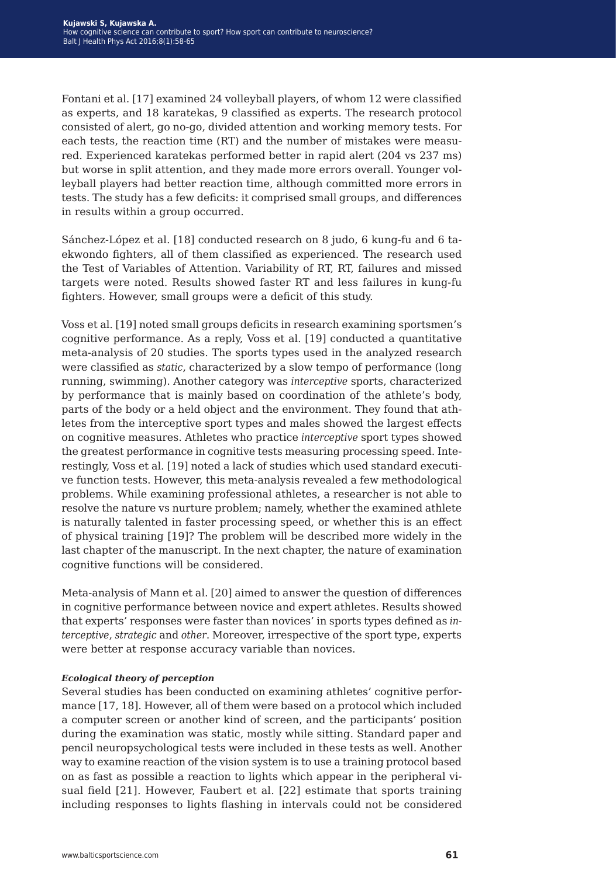Fontani et al. [17] examined 24 volleyball players, of whom 12 were classified as experts, and 18 karatekas, 9 classified as experts. The research protocol consisted of alert, go no-go, divided attention and working memory tests. For each tests, the reaction time (RT) and the number of mistakes were measured. Experienced karatekas performed better in rapid alert (204 vs 237 ms) but worse in split attention, and they made more errors overall. Younger volleyball players had better reaction time, although committed more errors in tests. The study has a few deficits: it comprised small groups, and differences in results within a group occurred.

Sánchez-López et al. [18] conducted research on 8 judo, 6 kung-fu and 6 taekwondo fighters, all of them classified as experienced. The research used the Test of Variables of Attention. Variability of RT, RT, failures and missed targets were noted. Results showed faster RT and less failures in kung-fu fighters. However, small groups were a deficit of this study.

Voss et al. [19] noted small groups deficits in research examining sportsmen's cognitive performance. As a reply, Voss et al. [19] conducted a quantitative meta-analysis of 20 studies. The sports types used in the analyzed research were classified as *static*, characterized by a slow tempo of performance (long running, swimming). Another category was *interceptive* sports, characterized by performance that is mainly based on coordination of the athlete's body, parts of the body or a held object and the environment. They found that athletes from the interceptive sport types and males showed the largest effects on cognitive measures. Athletes who practice *interceptive* sport types showed the greatest performance in cognitive tests measuring processing speed. Interestingly, Voss et al. [19] noted a lack of studies which used standard executive function tests. However, this meta-analysis revealed a few methodological problems. While examining professional athletes, a researcher is not able to resolve the nature vs nurture problem; namely, whether the examined athlete is naturally talented in faster processing speed, or whether this is an effect of physical training [19]? The problem will be described more widely in the last chapter of the manuscript. In the next chapter, the nature of examination cognitive functions will be considered.

Meta-analysis of Mann et al. [20] aimed to answer the question of differences in cognitive performance between novice and expert athletes. Results showed that experts' responses were faster than novices' in sports types defined as *interceptive*, *strategic* and *other*. Moreover, irrespective of the sport type, experts were better at response accuracy variable than novices.

***Ecological theory of perception***

Several studies has been conducted on examining athletes' cognitive performance [17, 18]. However, all of them were based on a protocol which included a computer screen or another kind of screen, and the participants' position during the examination was static, mostly while sitting. Standard paper and pencil neuropsychological tests were included in these tests as well. Another way to examine reaction of the vision system is to use a training protocol based on as fast as possible a reaction to lights which appear in the peripheral visual field [21]. However, Faubert et al. [22] estimate that sports training including responses to lights flashing in intervals could not be considered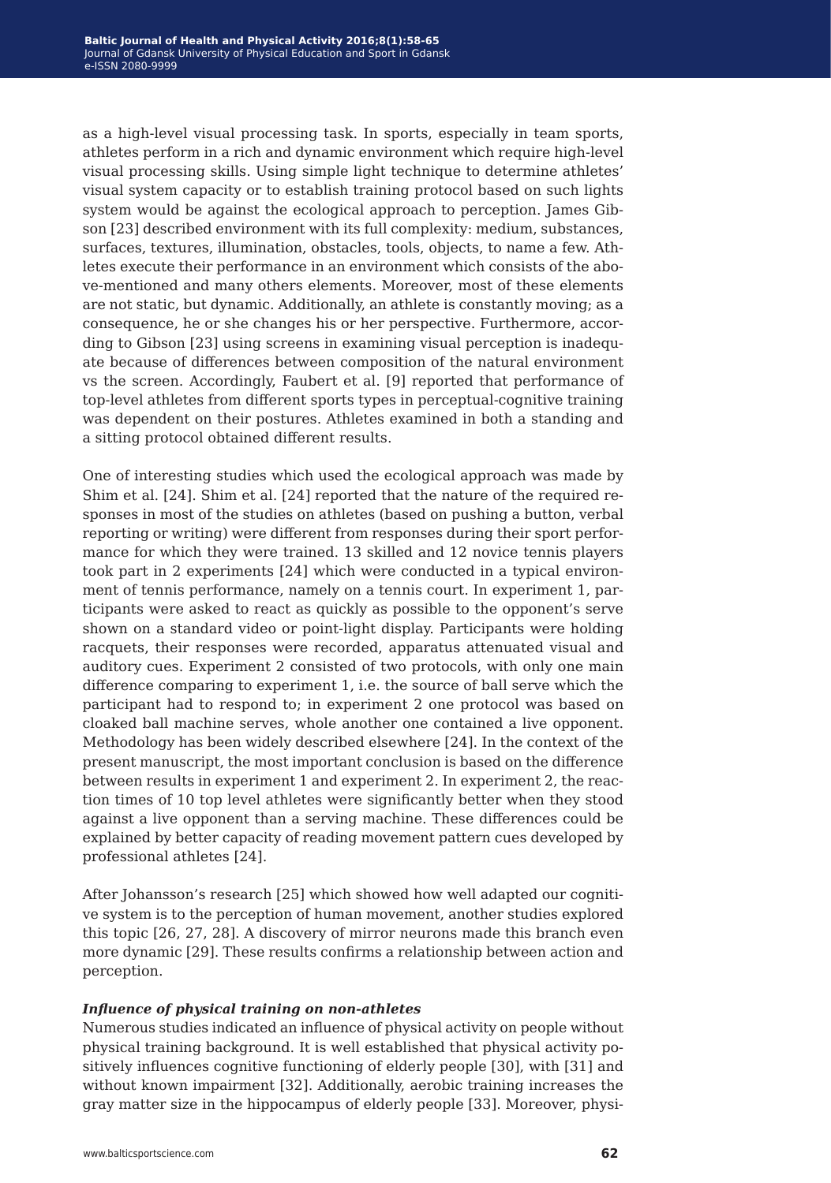as a high-level visual processing task. In sports, especially in team sports, athletes perform in a rich and dynamic environment which require high-level visual processing skills. Using simple light technique to determine athletes' visual system capacity or to establish training protocol based on such lights system would be against the ecological approach to perception. James Gibson [23] described environment with its full complexity: medium, substances, surfaces, textures, illumination, obstacles, tools, objects, to name a few. Athletes execute their performance in an environment which consists of the above-mentioned and many others elements. Moreover, most of these elements are not static, but dynamic. Additionally, an athlete is constantly moving; as a consequence, he or she changes his or her perspective. Furthermore, according to Gibson [23] using screens in examining visual perception is inadequate because of differences between composition of the natural environment vs the screen. Accordingly, Faubert et al. [9] reported that performance of top-level athletes from different sports types in perceptual-cognitive training was dependent on their postures. Athletes examined in both a standing and a sitting protocol obtained different results.

One of interesting studies which used the ecological approach was made by Shim et al. [24]. Shim et al. [24] reported that the nature of the required responses in most of the studies on athletes (based on pushing a button, verbal reporting or writing) were different from responses during their sport performance for which they were trained. 13 skilled and 12 novice tennis players took part in 2 experiments [24] which were conducted in a typical environment of tennis performance, namely on a tennis court. In experiment 1, participants were asked to react as quickly as possible to the opponent's serve shown on a standard video or point-light display. Participants were holding racquets, their responses were recorded, apparatus attenuated visual and auditory cues. Experiment 2 consisted of two protocols, with only one main difference comparing to experiment 1, i.e. the source of ball serve which the participant had to respond to; in experiment 2 one protocol was based on cloaked ball machine serves, whole another one contained a live opponent. Methodology has been widely described elsewhere [24]. In the context of the present manuscript, the most important conclusion is based on the difference between results in experiment 1 and experiment 2. In experiment 2, the reaction times of 10 top level athletes were significantly better when they stood against a live opponent than a serving machine. These differences could be explained by better capacity of reading movement pattern cues developed by professional athletes [24].

After Johansson's research [25] which showed how well adapted our cognitive system is to the perception of human movement, another studies explored this topic [26, 27, 28]. A discovery of mirror neurons made this branch even more dynamic [29]. These results confirms a relationship between action and perception.

***Influence of physical training on non-athletes***

Numerous studies indicated an influence of physical activity on people without physical training background. It is well established that physical activity positively influences cognitive functioning of elderly people [30], with [31] and without known impairment [32]. Additionally, aerobic training increases the gray matter size in the hippocampus of elderly people [33]. Moreover, physi-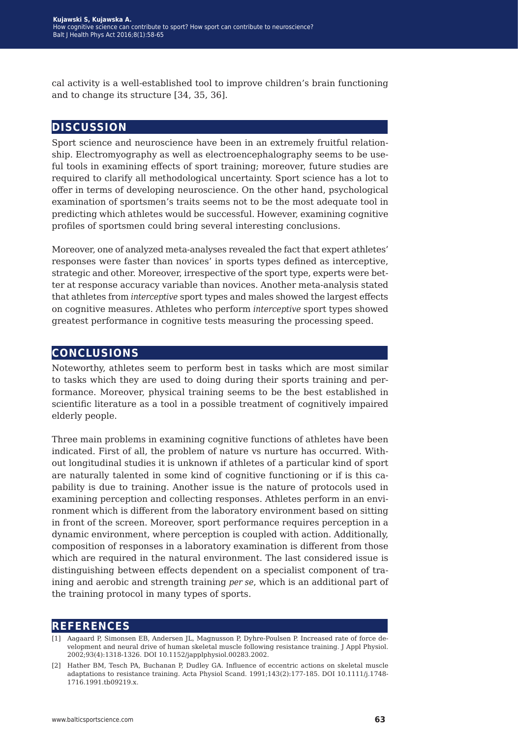cal activity is a well-established tool to improve children's brain functioning and to change its structure [34, 35, 36].

## DISCUSSION

Sport science and neuroscience have been in an extremely fruitful relationship. Electromyography as well as electroencephalography seems to be useful tools in examining effects of sport training; moreover, future studies are required to clarify all methodological uncertainty. Sport science has a lot to offer in terms of developing neuroscience. On the other hand, psychological examination of sportsmen's traits seems not to be the most adequate tool in predicting which athletes would be successful. However, examining cognitive profiles of sportsmen could bring several interesting conclusions.

Moreover, one of analyzed meta-analyses revealed the fact that expert athletes' responses were faster than novices' in sports types defined as interceptive, strategic and other. Moreover, irrespective of the sport type, experts were better at response accuracy variable than novices. Another meta-analysis stated that athletes from *interceptive* sport types and males showed the largest effects on cognitive measures. Athletes who perform *interceptive* sport types showed greatest performance in cognitive tests measuring the processing speed.

## CONCLUSIONS

Noteworthy, athletes seem to perform best in tasks which are most similar to tasks which they are used to doing during their sports training and performance. Moreover, physical training seems to be the best established in scientific literature as a tool in a possible treatment of cognitively impaired elderly people.

Three main problems in examining cognitive functions of athletes have been indicated. First of all, the problem of nature vs nurture has occurred. Without longitudinal studies it is unknown if athletes of a particular kind of sport are naturally talented in some kind of cognitive functioning or if is this capability is due to training. Another issue is the nature of protocols used in examining perception and collecting responses. Athletes perform in an environment which is different from the laboratory environment based on sitting in front of the screen. Moreover, sport performance requires perception in a dynamic environment, where perception is coupled with action. Additionally, composition of responses in a laboratory examination is different from those which are required in the natural environment. The last considered issue is distinguishing between effects dependent on a specialist component of training and aerobic and strength training *per se*, which is an additional part of the training protocol in many types of sports.

## REFERENCES

[1] Aagaard P, Simonsen EB, Andersen JL, Magnusson P, Dyhre-Poulsen P. Increased rate of force development and neural drive of human skeletal muscle following resistance training. J Appl Physiol. 2002;93(4):1318-1326. DOI 10.1152/japplphysiol.00283.2002.

[2] Hather BM, Tesch PA, Buchanan P, Dudley GA. Influence of eccentric actions on skeletal muscle adaptations to resistance training. Acta Physiol Scand. 1991;143(2):177-185. DOI 10.1111/j.1748-1716.1991.tb09219.x.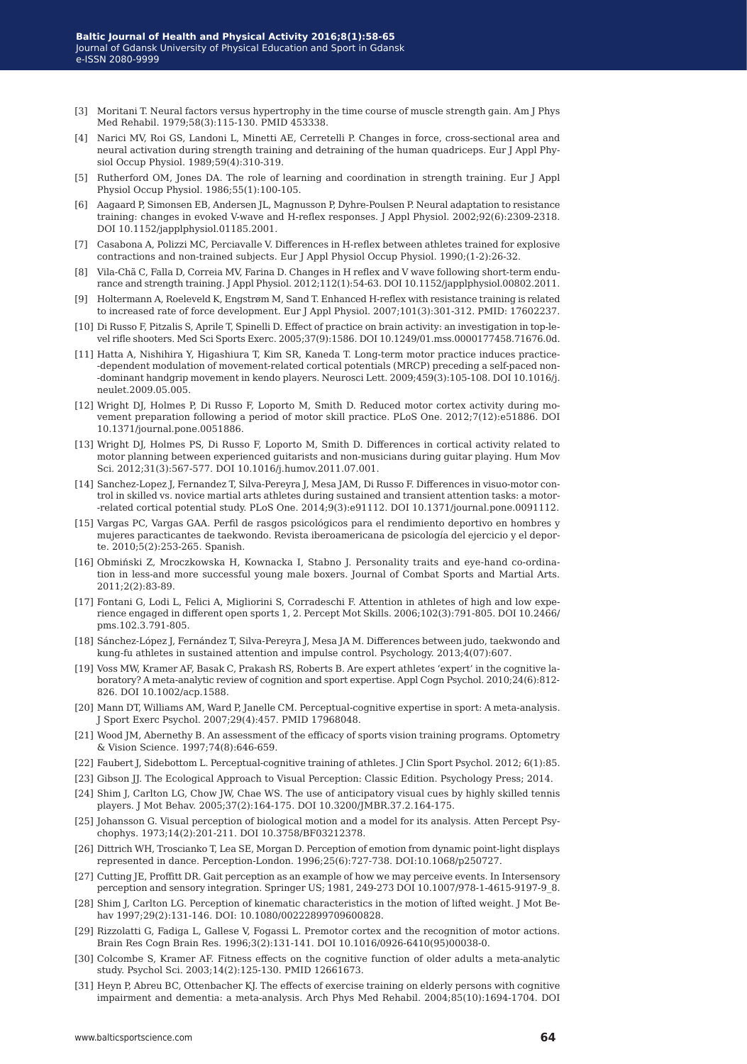[3] Moritani T. Neural factors versus hypertrophy in the time course of muscle strength gain. Am J Phys Med Rehabil. 1979;58(3):115-130. PMID 453338.

[4] Narici MV, Roi GS, Landoni L, Minetti AE, Cerretelli P. Changes in force, cross-sectional area and neural activation during strength training and detraining of the human quadriceps. Eur J Appl Physiol Occup Physiol. 1989;59(4):310-319.

[5] Rutherford OM, Jones DA. The role of learning and coordination in strength training. Eur J Appl Physiol Occup Physiol. 1986;55(1):100-105.

[6] Aagaard P, Simonsen EB, Andersen JL, Magnusson P, Dyhre-Poulsen P. Neural adaptation to resistance training: changes in evoked V-wave and H-reflex responses. J Appl Physiol. 2002;92(6):2309-2318. DOI 10.1152/japplphysiol.01185.2001.

[7] Casabona A, Polizzi MC, Perciavalle V. Differences in H-reflex between athletes trained for explosive contractions and non-trained subjects. Eur J Appl Physiol Occup Physiol. 1990;(1-2):26-32.

[8] Vila-Chã C, Falla D, Correia MV, Farina D. Changes in H reflex and V wave following short-term endurance and strength training. J Appl Physiol. 2012;112(1):54-63. DOI 10.1152/japplphysiol.00802.2011.

[9] Holtermann A, Roeleveld K, Engstrøm M, Sand T. Enhanced H-reflex with resistance training is related to increased rate of force development. Eur J Appl Physiol. 2007;101(3):301-312. PMID: 17602237.

[10] Di Russo F, Pitzalis S, Aprile T, Spinelli D. Effect of practice on brain activity: an investigation in top-level rifle shooters. Med Sci Sports Exerc. 2005;37(9):1586. DOI 10.1249/01.mss.0000177458.71676.0d.

[11] Hatta A, Nishihira Y, Higashiura T, Kim SR, Kaneda T. Long-term motor practice induces practice-dependent modulation of movement-related cortical potentials (MRCP) preceding a self-paced non-dominant handgrip movement in kendo players. Neurosci Lett. 2009;459(3):105-108. DOI 10.1016/j.neulet.2009.05.005.

[12] Wright DJ, Holmes P, Di Russo F, Loporto M, Smith D. Reduced motor cortex activity during movement preparation following a period of motor skill practice. PLoS One. 2012;7(12):e51886. DOI 10.1371/journal.pone.0051886.

[13] Wright DJ, Holmes PS, Di Russo F, Loporto M, Smith D. Differences in cortical activity related to motor planning between experienced guitarists and non-musicians during guitar playing. Hum Mov Sci. 2012;31(3):567-577. DOI 10.1016/j.humov.2011.07.001.

[14] Sanchez-Lopez J, Fernandez T, Silva-Pereyra J, Mesa JAM, Di Russo F. Differences in visuo-motor control in skilled vs. novice martial arts athletes during sustained and transient attention tasks: a motor-related cortical potential study. PLoS One. 2014;9(3):e91112. DOI 10.1371/journal.pone.0091112.

[15] Vargas PC, Vargas GAA. Perfil de rasgos psicológicos para el rendimiento deportivo en hombres y mujeres paracticantes de taekwondo. Revista iberoamericana de psicología del ejercicio y el deporte. 2010;5(2):253-265. Spanish.

[16] Obmiński Z, Mroczkowska H, Kownacka I, Stabno J. Personality traits and eye-hand co-ordination in less-and more successful young male boxers. Journal of Combat Sports and Martial Arts. 2011;2(2):83-89.

[17] Fontani G, Lodi L, Felici A, Migliorini S, Corradeschi F. Attention in athletes of high and low experience engaged in different open sports 1, 2. Percept Mot Skills. 2006;102(3):791-805. DOI 10.2466/pms.102.3.791-805.

[18] Sánchez-López J, Fernández T, Silva-Pereyra J, Mesa JA M. Differences between judo, taekwondo and kung-fu athletes in sustained attention and impulse control. Psychology. 2013;4(07):607.

[19] Voss MW, Kramer AF, Basak C, Prakash RS, Roberts B. Are expert athletes 'expert' in the cognitive laboratory? A meta-analytic review of cognition and sport expertise. Appl Cogn Psychol. 2010;24(6):812-826. DOI 10.1002/acp.1588.

[20] Mann DT, Williams AM, Ward P, Janelle CM. Perceptual-cognitive expertise in sport: A meta-analysis. J Sport Exerc Psychol. 2007;29(4):457. PMID 17968048.

[21] Wood JM, Abernethy B. An assessment of the efficacy of sports vision training programs. Optometry & Vision Science. 1997;74(8):646-659.

[22] Faubert J, Sidebottom L. Perceptual-cognitive training of athletes. J Clin Sport Psychol. 2012; 6(1):85.

[23] Gibson JJ. The Ecological Approach to Visual Perception: Classic Edition. Psychology Press; 2014.

[24] Shim J, Carlton LG, Chow JW, Chae WS. The use of anticipatory visual cues by highly skilled tennis players. J Mot Behav. 2005;37(2):164-175. DOI 10.3200/JMBR.37.2.164-175.

[25] Johansson G. Visual perception of biological motion and a model for its analysis. Atten Percept Psychophys. 1973;14(2):201-211. DOI 10.3758/BF03212378.

[26] Dittrich WH, Troscianko T, Lea SE, Morgan D. Perception of emotion from dynamic point-light displays represented in dance. Perception-London. 1996;25(6):727-738. DOI:10.1068/p250727.

[27] Cutting JE, Proffitt DR. Gait perception as an example of how we may perceive events. In Intersensory perception and sensory integration. Springer US; 1981, 249-273 DOI 10.1007/978-1-4615-9197-9_8.

[28] Shim J, Carlton LG. Perception of kinematic characteristics in the motion of lifted weight. J Mot Behav 1997;29(2):131-146. DOI: 10.1080/00222899709600828.

[29] Rizzolatti G, Fadiga L, Gallese V, Fogassi L. Premotor cortex and the recognition of motor actions. Brain Res Cogn Brain Res. 1996;3(2):131-141. DOI 10.1016/0926-6410(95)00038-0.

[30] Colcombe S, Kramer AF. Fitness effects on the cognitive function of older adults a meta-analytic study. Psychol Sci. 2003;14(2):125-130. PMID 12661673.

[31] Heyn P, Abreu BC, Ottenbacher KJ. The effects of exercise training on elderly persons with cognitive impairment and dementia: a meta-analysis. Arch Phys Med Rehabil. 2004;85(10):1694-1704. DOI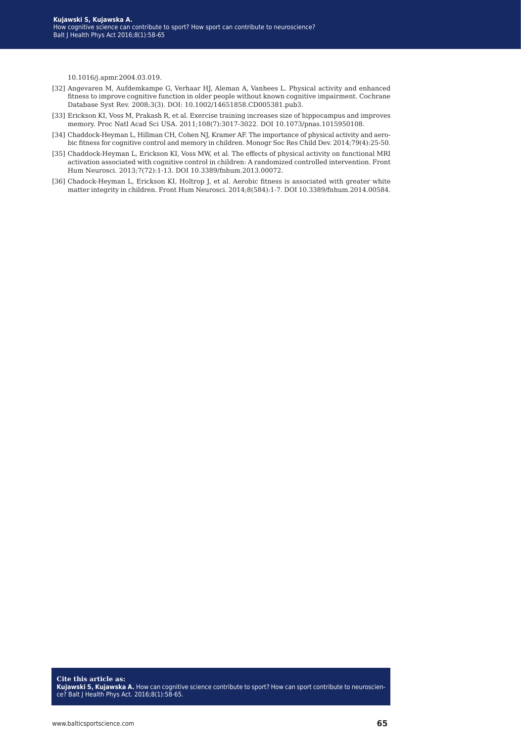10.1016/j.apmr.2004.03.019.

[32] Angevaren M, Aufdemkampe G, Verhaar HJ, Aleman A, Vanhees L. Physical activity and enhanced fitness to improve cognitive function in older people without known cognitive impairment. Cochrane Database Syst Rev. 2008;3(3). DOI: 10.1002/14651858.CD005381.pub3.

[33] Erickson KI, Voss M, Prakash R, et al. Exercise training increases size of hippocampus and improves memory. Proc Natl Acad Sci USA. 2011;108(7):3017-3022. DOI 10.1073/pnas.1015950108.

[34] Chaddock-Heyman L, Hillman CH, Cohen NJ, Kramer AF. The importance of physical activity and aerobic fitness for cognitive control and memory in children. Monogr Soc Res Child Dev. 2014;79(4):25-50.

[35] Chaddock-Heyman L, Erickson KI, Voss MW, et al. The effects of physical activity on functional MRI activation associated with cognitive control in children: A randomized controlled intervention. Front Hum Neurosci. 2013;7(72):1-13. DOI 10.3389/fnhum.2013.00072.

[36] Chadock-Heyman L, Erickson KI, Holtrop J, et al. Aerobic fitness is associated with greater white matter integrity in children. Front Hum Neurosci. 2014;8(584):1-7. DOI 10.3389/fnhum.2014.00584.

**Cite this article as:**
**Kujawski S, Kujawska A.** How can cognitive science contribute to sport? How can sport contribute to neuroscience? Balt J Health Phys Act. 2016;8(1):58-65.